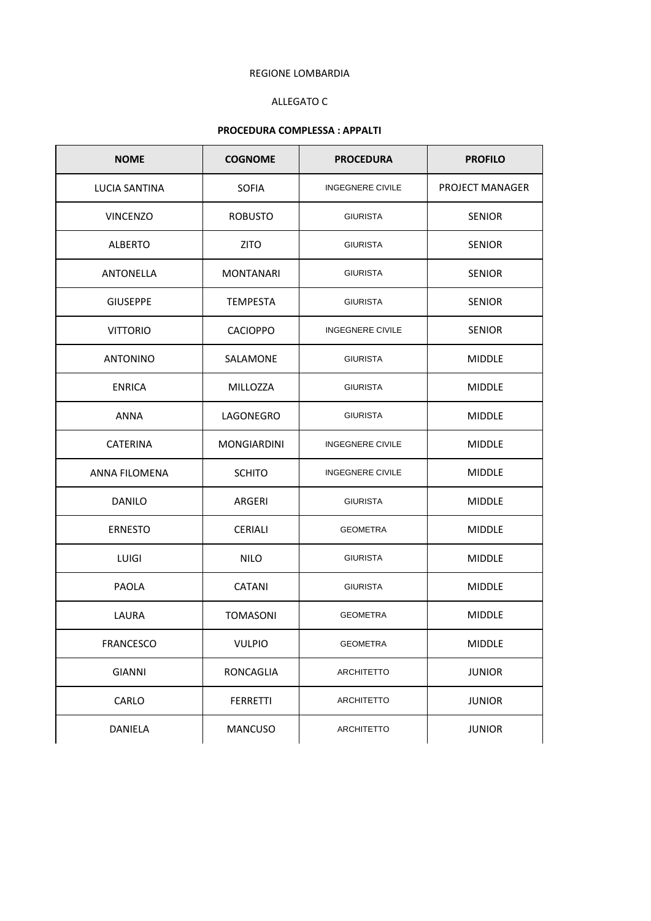REGIONE LOMBARDIA

ALLEGATO C

**PROCEDURA COMPLESSA : APPALTI**

| NOME | COGNOME | PROCEDURA | PROFILO |
|---|---|---|---|
| LUCIA SANTINA | SOFIA | INGEGNERE CIVILE | PROJECT MANAGER |
| VINCENZO | ROBUSTO | GIURISTA | SENIOR |
| ALBERTO | ZITO | GIURISTA | SENIOR |
| ANTONELLA | MONTANARI | GIURISTA | SENIOR |
| GIUSEPPE | TEMPESTA | GIURISTA | SENIOR |
| VITTORIO | CACIOPPO | INGEGNERE CIVILE | SENIOR |
| ANTONINO | SALAMONE | GIURISTA | MIDDLE |
| ENRICA | MILLOZZA | GIURISTA | MIDDLE |
| ANNA | LAGONEGRO | GIURISTA | MIDDLE |
| CATERINA | MONGIARDINI | INGEGNERE CIVILE | MIDDLE |
| ANNA FILOMENA | SCHITO | INGEGNERE CIVILE | MIDDLE |
| DANILO | ARGERI | GIURISTA | MIDDLE |
| ERNESTO | CERIALI | GEOMETRA | MIDDLE |
| LUIGI | NILO | GIURISTA | MIDDLE |
| PAOLA | CATANI | GIURISTA | MIDDLE |
| LAURA | TOMASONI | GEOMETRA | MIDDLE |
| FRANCESCO | VULPIO | GEOMETRA | MIDDLE |
| GIANNI | RONCAGLIA | ARCHITETTO | JUNIOR |
| CARLO | FERRETTI | ARCHITETTO | JUNIOR |
| DANIELA | MANCUSO | ARCHITETTO | JUNIOR |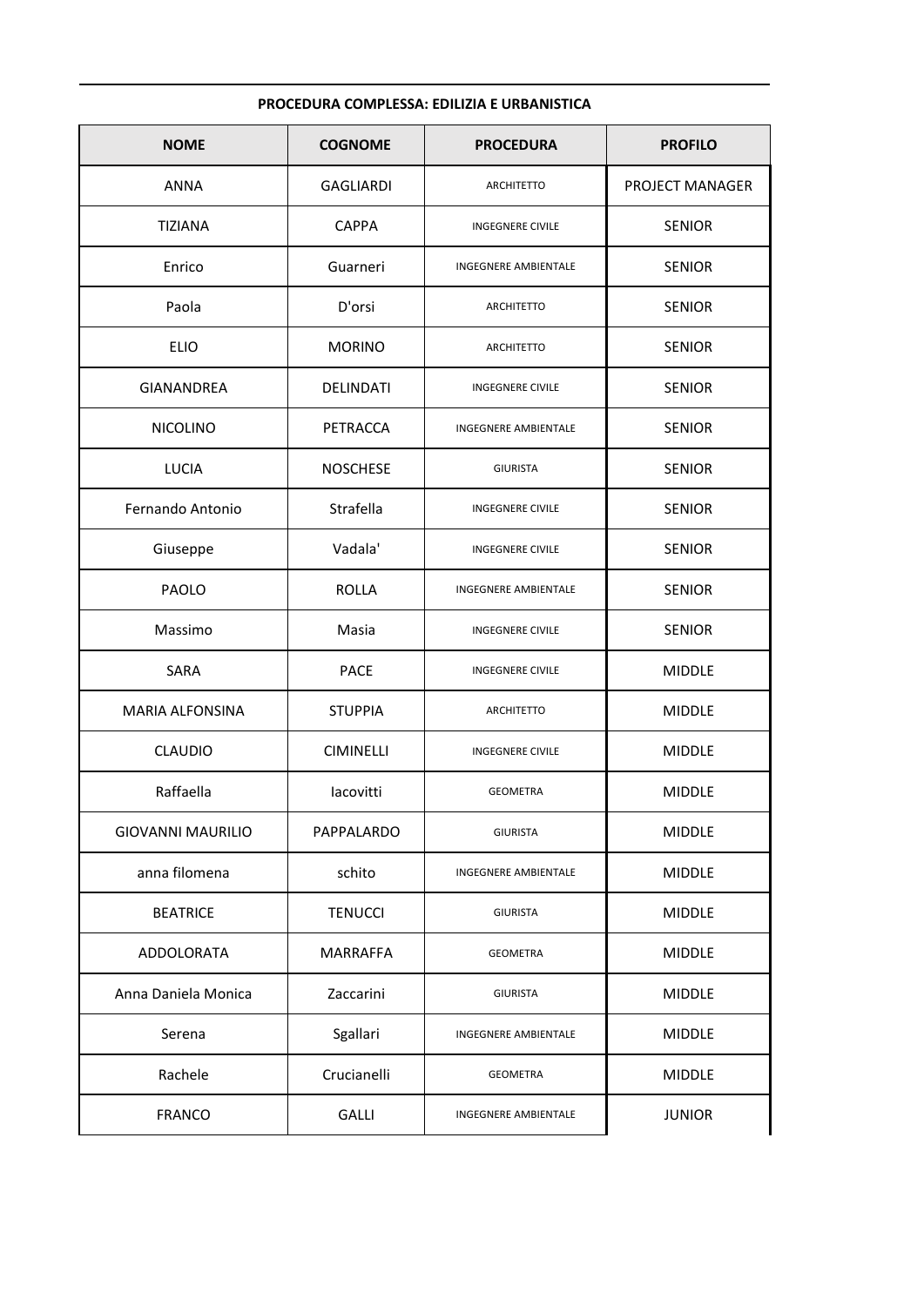**PROCEDURA COMPLESSA: EDILIZIA E URBANISTICA**

| NOME | COGNOME | PROCEDURA | PROFILO |
|---|---|---|---|
| ANNA | GAGLIARDI | ARCHITETTO | PROJECT MANAGER |
| TIZIANA | CAPPA | INGEGNERE CIVILE | SENIOR |
| Enrico | Guarneri | INGEGNERE AMBIENTALE | SENIOR |
| Paola | D'orsi | ARCHITETTO | SENIOR |
| ELIO | MORINO | ARCHITETTO | SENIOR |
| GIANANDREA | DELINDATI | INGEGNERE CIVILE | SENIOR |
| NICOLINO | PETRACCA | INGEGNERE AMBIENTALE | SENIOR |
| LUCIA | NOSCHESE | GIURISTA | SENIOR |
| Fernando Antonio | Strafella | INGEGNERE CIVILE | SENIOR |
| Giuseppe | Vadala' | INGEGNERE CIVILE | SENIOR |
| PAOLO | ROLLA | INGEGNERE AMBIENTALE | SENIOR |
| Massimo | Masia | INGEGNERE CIVILE | SENIOR |
| SARA | PACE | INGEGNERE CIVILE | MIDDLE |
| MARIA ALFONSINA | STUPPIA | ARCHITETTO | MIDDLE |
| CLAUDIO | CIMINELLI | INGEGNERE CIVILE | MIDDLE |
| Raffaella | Iacovitti | GEOMETRA | MIDDLE |
| GIOVANNI MAURILIO | PAPPALARDO | GIURISTA | MIDDLE |
| anna filomena | schito | INGEGNERE AMBIENTALE | MIDDLE |
| BEATRICE | TENUCCI | GIURISTA | MIDDLE |
| ADDOLORATA | MARRAFFA | GEOMETRA | MIDDLE |
| Anna Daniela Monica | Zaccarini | GIURISTA | MIDDLE |
| Serena | Sgallari | INGEGNERE AMBIENTALE | MIDDLE |
| Rachele | Crucianelli | GEOMETRA | MIDDLE |
| FRANCO | GALLI | INGEGNERE AMBIENTALE | JUNIOR |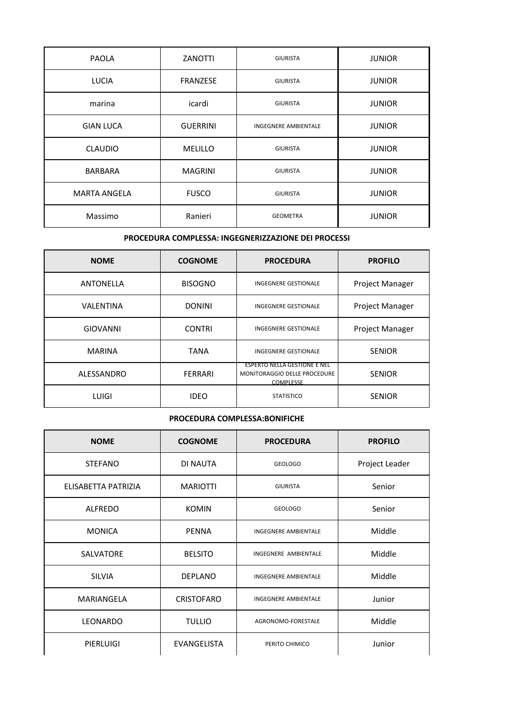| | | | |
|---|---|---|---|
| PAOLA | ZANOTTI | GIURISTA | JUNIOR |
| LUCIA | FRANZESE | GIURISTA | JUNIOR |
| marina | icardi | GIURISTA | JUNIOR |
| GIAN LUCA | GUERRINI | INGEGNERE AMBIENTALE | JUNIOR |
| CLAUDIO | MELILLO | GIURISTA | JUNIOR |
| BARBARA | MAGRINI | GIURISTA | JUNIOR |
| MARTA ANGELA | FUSCO | GIURISTA | JUNIOR |
| Massimo | Ranieri | GEOMETRA | JUNIOR |

**PROCEDURA COMPLESSA: INGEGNERIZZAZIONE DEI PROCESSI**

| NOME | COGNOME | PROCEDURA | PROFILO |
|---|---|---|---|
| ANTONELLA | BISOGNO | INGEGNERE GESTIONALE | Project Manager |
| VALENTINA | DONINI | INGEGNERE GESTIONALE | Project Manager |
| GIOVANNI | CONTRI | INGEGNERE GESTIONALE | Project Manager |
| MARINA | TANA | INGEGNERE GESTIONALE | SENIOR |
| ALESSANDRO | FERRARI | ESPERTO NELLA GESTIONE E NEL MONITORAGGIO DELLE PROCEDURE COMPLESSE | SENIOR |
| LUIGI | IDEO | STATISTICO | SENIOR |

**PROCEDURA COMPLESSA:BONIFICHE**

| NOME | COGNOME | PROCEDURA | PROFILO |
|---|---|---|---|
| STEFANO | DI NAUTA | GEOLOGO | Project Leader |
| ELISABETTA PATRIZIA | MARIOTTI | GIURISTA | Senior |
| ALFREDO | KOMIN | GEOLOGO | Senior |
| MONICA | PENNA | INGEGNERE AMBIENTALE | Middle |
| SALVATORE | BELSITO | INGEGNERE AMBIENTALE | Middle |
| SILVIA | DEPLANO | INGEGNERE AMBIENTALE | Middle |
| MARIANGELA | CRISTOFARO | INGEGNERE AMBIENTALE | Junior |
| LEONARDO | TULLIO | AGRONOMO-FORESTALE | Middle |
| PIERLUIGI | EVANGELISTA | PERITO CHIMICO | Junior |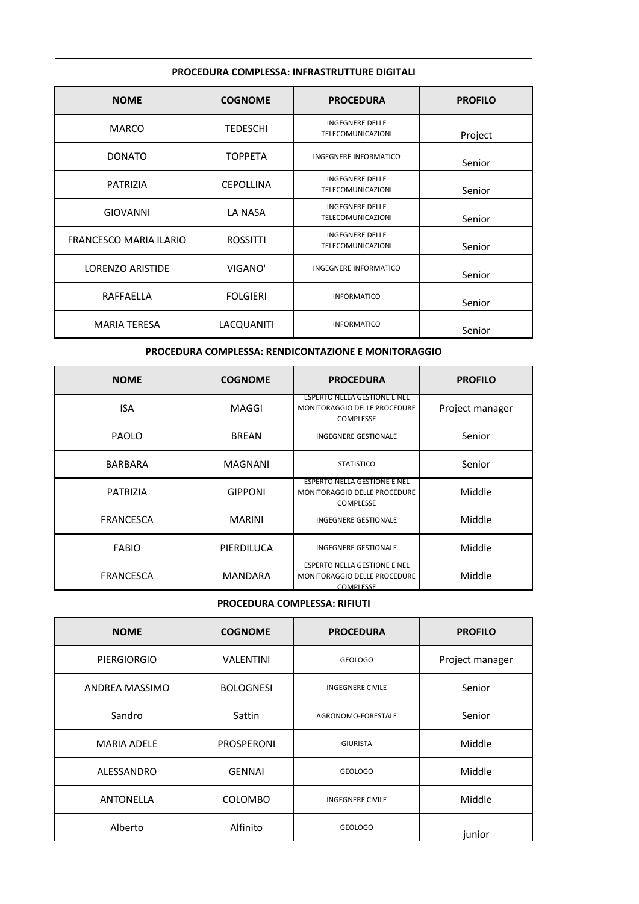**PROCEDURA COMPLESSA: INFRASTRUTTURE DIGITALI**

| NOME | COGNOME | PROCEDURA | PROFILO |
|---|---|---|---|
| MARCO | TEDESCHI | INGEGNERE DELLE TELECOMUNICAZIONI | Project |
| DONATO | TOPPETA | INGEGNERE INFORMATICO | Senior |
| PATRIZIA | CEPOLLINA | INGEGNERE DELLE TELECOMUNICAZIONI | Senior |
| GIOVANNI | LA NASA | INGEGNERE DELLE TELECOMUNICAZIONI | Senior |
| FRANCESCO MARIA ILARIO | ROSSITTI | INGEGNERE DELLE TELECOMUNICAZIONI | Senior |
| LORENZO ARISTIDE | VIGANO' | INGEGNERE INFORMATICO | Senior |
| RAFFAELLA | FOLGIERI | INFORMATICO | Senior |
| MARIA TERESA | LACQUANITI | INFORMATICO | Senior |

**PROCEDURA COMPLESSA: RENDICONTAZIONE E MONITORAGGIO**

| NOME | COGNOME | PROCEDURA | PROFILO |
|---|---|---|---|
| ISA | MAGGI | ESPERTO NELLA GESTIONE E NEL MONITORAGGIO DELLE PROCEDURE COMPLESSE | Project manager |
| PAOLO | BREAN | INGEGNERE GESTIONALE | Senior |
| BARBARA | MAGNANI | STATISTICO | Senior |
| PATRIZIA | GIPPONI | ESPERTO NELLA GESTIONE E NEL MONITORAGGIO DELLE PROCEDURE COMPLESSE | Middle |
| FRANCESCA | MARINI | INGEGNERE GESTIONALE | Middle |
| FABIO | PIERDILUCA | INGEGNERE GESTIONALE | Middle |
| FRANCESCA | MANDARA | ESPERTO NELLA GESTIONE E NEL MONITORAGGIO DELLE PROCEDURE COMPLESSE | Middle |

**PROCEDURA COMPLESSA: RIFIUTI**

| NOME | COGNOME | PROCEDURA | PROFILO |
|---|---|---|---|
| PIERGIORGIO | VALENTINI | GEOLOGO | Project manager |
| ANDREA MASSIMO | BOLOGNESI | INGEGNERE CIVILE | Senior |
| Sandro | Sattin | AGRONOMO-FORESTALE | Senior |
| MARIA ADELE | PROSPERONI | GIURISTA | Middle |
| ALESSANDRO | GENNAI | GEOLOGO | Middle |
| ANTONELLA | COLOMBO | INGEGNERE CIVILE | Middle |
| Alberto | Alfinito | GEOLOGO | junior |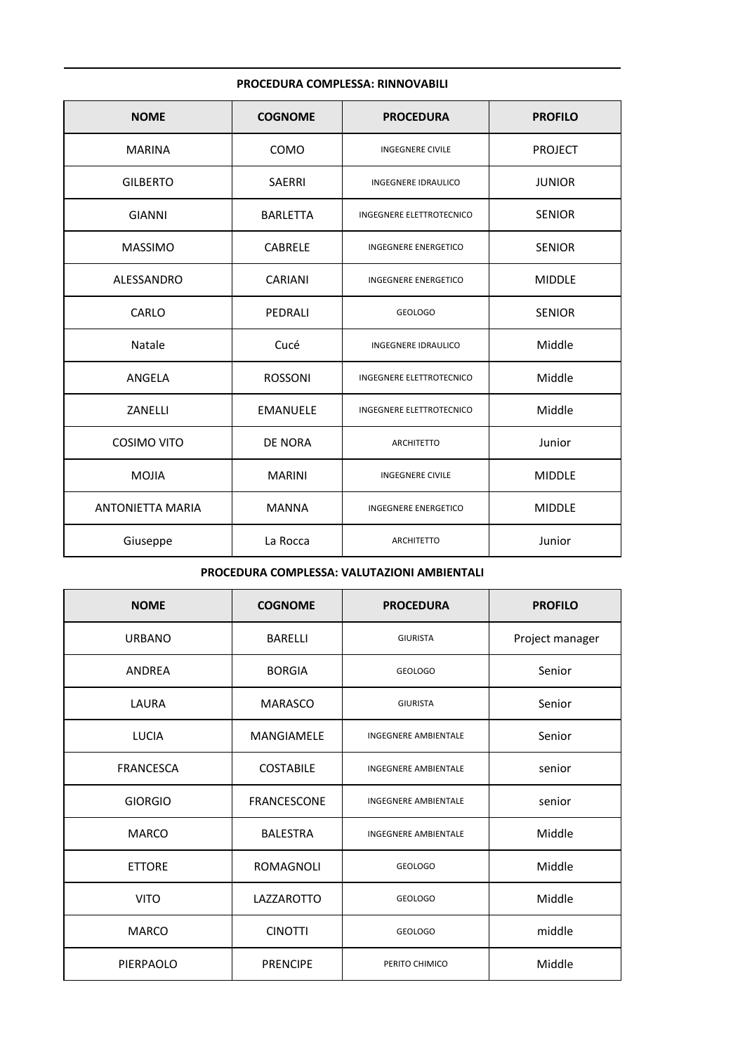**PROCEDURA COMPLESSA: RINNOVABILI**

| NOME | COGNOME | PROCEDURA | PROFILO |
|---|---|---|---|
| MARINA | COMO | INGEGNERE CIVILE | PROJECT |
| GILBERTO | SAERRI | INGEGNERE IDRAULICO | JUNIOR |
| GIANNI | BARLETTA | INGEGNERE ELETTROTECNICO | SENIOR |
| MASSIMO | CABRELE | INGEGNERE ENERGETICO | SENIOR |
| ALESSANDRO | CARIANI | INGEGNERE ENERGETICO | MIDDLE |
| CARLO | PEDRALI | GEOLOGO | SENIOR |
| Natale | Cucé | INGEGNERE IDRAULICO | Middle |
| ANGELA | ROSSONI | INGEGNERE ELETTROTECNICO | Middle |
| ZANELLI | EMANUELE | INGEGNERE ELETTROTECNICO | Middle |
| COSIMO VITO | DE NORA | ARCHITETTO | Junior |
| MOJIA | MARINI | INGEGNERE CIVILE | MIDDLE |
| ANTONIETTA MARIA | MANNA | INGEGNERE ENERGETICO | MIDDLE |
| Giuseppe | La Rocca | ARCHITETTO | Junior |

**PROCEDURA COMPLESSA: VALUTAZIONI AMBIENTALI**

| NOME | COGNOME | PROCEDURA | PROFILO |
|---|---|---|---|
| URBANO | BARELLI | GIURISTA | Project manager |
| ANDREA | BORGIA | GEOLOGO | Senior |
| LAURA | MARASCO | GIURISTA | Senior |
| LUCIA | MANGIAMELE | INGEGNERE AMBIENTALE | Senior |
| FRANCESCA | COSTABILE | INGEGNERE AMBIENTALE | senior |
| GIORGIO | FRANCESCONE | INGEGNERE AMBIENTALE | senior |
| MARCO | BALESTRA | INGEGNERE AMBIENTALE | Middle |
| ETTORE | ROMAGNOLI | GEOLOGO | Middle |
| VITO | LAZZAROTTO | GEOLOGO | Middle |
| MARCO | CINOTTI | GEOLOGO | middle |
| PIERPAOLO | PRENCIPE | PERITO CHIMICO | Middle |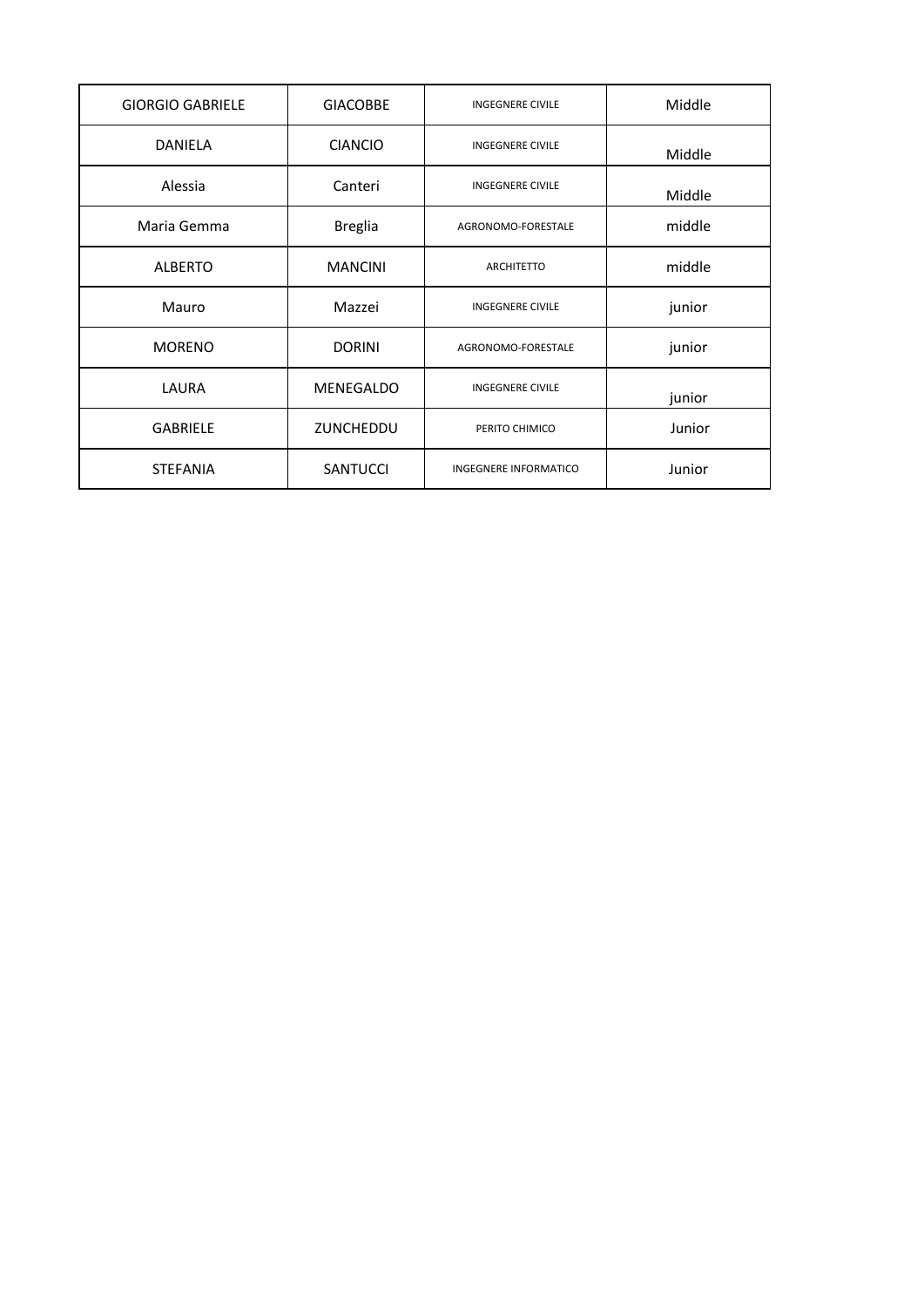| | | | |
|---|---|---|---|
| GIORGIO GABRIELE | GIACOBBE | INGEGNERE CIVILE | Middle |
| DANIELA | CIANCIO | INGEGNERE CIVILE | Middle |
| Alessia | Canteri | INGEGNERE CIVILE | Middle |
| Maria Gemma | Breglia | AGRONOMO-FORESTALE | middle |
| ALBERTO | MANCINI | ARCHITETTO | middle |
| Mauro | Mazzei | INGEGNERE CIVILE | junior |
| MORENO | DORINI | AGRONOMO-FORESTALE | junior |
| LAURA | MENEGALDO | INGEGNERE CIVILE | junior |
| GABRIELE | ZUNCHEDDU | PERITO CHIMICO | Junior |
| STEFANIA | SANTUCCI | INGEGNERE INFORMATICO | Junior |